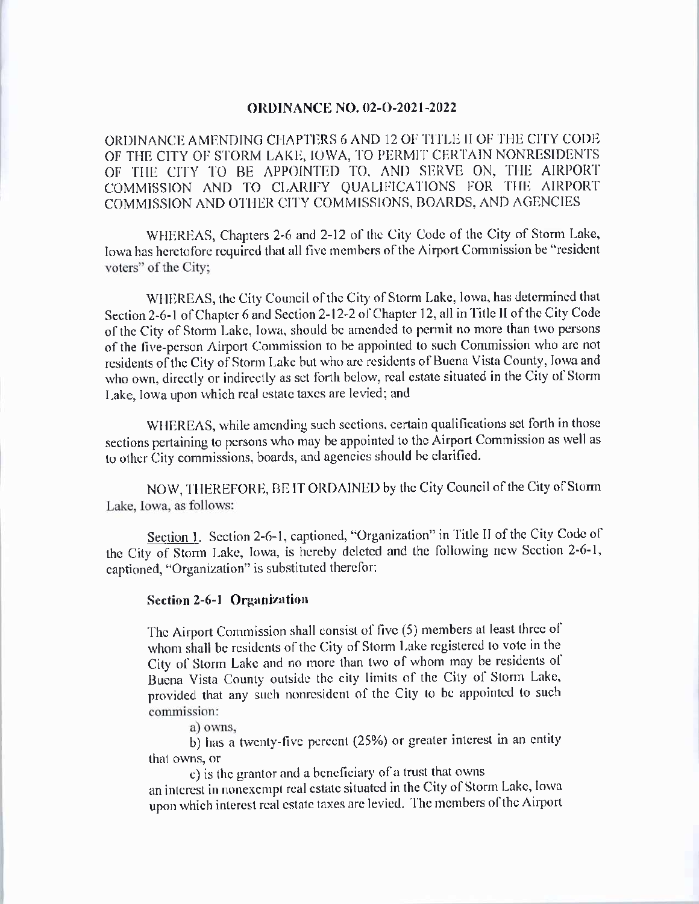# ORDINANCE NO. 02-O-2021-2022

ORDINANCE AMENDING CHAPTERS 6 AND 12 OF TITLE II OF THE CITY CODE OF THE CITY OF STORM LAKE, IOWA, TO PERMIT CERTAIN NONRESIDENTS OF THE CITY TO BE APPOINTED TO, AND SERVE ON, THE AIRPORT COMMISSION AND TO CLARIFY QUALIFICATIONS FOR THE AIRPORT COMMISSION AND OTHER CITY COMMISSIONS, BOARDS, AND AGENCIES

WHEREAS, Chapters 2-6 and 2-12 of the City Code of the City of Storm Lake, Iowa has heretofore required that all five members of the Airport Commission be "resident voters" of the City;

WHEREAS, the City Council of the City of Storm Lake, Iowa, has determined that Section 2-6-1 of Chapter 6 and Section 2-12-2 of Chapter 12, all in Title II of the City Code of the City of Storm Lake, Iowa, should be amended to permit no more than two persons of the five-person Airport Commission to be appointed to such Commission who are not residents of the City of Storm Lake but who are residents of Buena Vista County, Iowa and who own, directly or indirectly as set forth below, real estate situated in the City of Storm Lake, Iowa upon which real estate taxes are levied; and

WHEREAS, while amending such sections, certain qualifications set forth in those sections pertaining to persons who may be appointed to the Airport Commission as well as to other City commissions, boards, and agencies should be clarified.

NOW, THEREFORE, BE IT ORDAINED by the City Council of the City of Storm Lake, Iowa, as follows:

Section 1. Section 2-6-1, captioned, "Organization" in Title II of the City Code of the City of Storm Lake, Iowa, is hereby deleted and the following new Section 2-6-1, captioned, "Organization" is substituted therefor:

**Section 2-6-1 Organization**

The Airport Commission shall consist of five (5) members at least three of whom shall be residents of the City of Storm Lake registered to vote in the City of Storm Lake and no more than two of whom may be residents of Buena Vista County outside the city limits of the City of Storm Lake, provided that any such nonresident of the City to be appointed to such commission:

a) owns,

b) has a twenty-five percent (25%) or greater interest in an entity that owns, or

c) is the grantor and a beneficiary of a trust that owns

an interest in nonexempt real estate situated in the City of Storm Lake, Iowa upon which interest real estate taxes are levied. The members of the Airport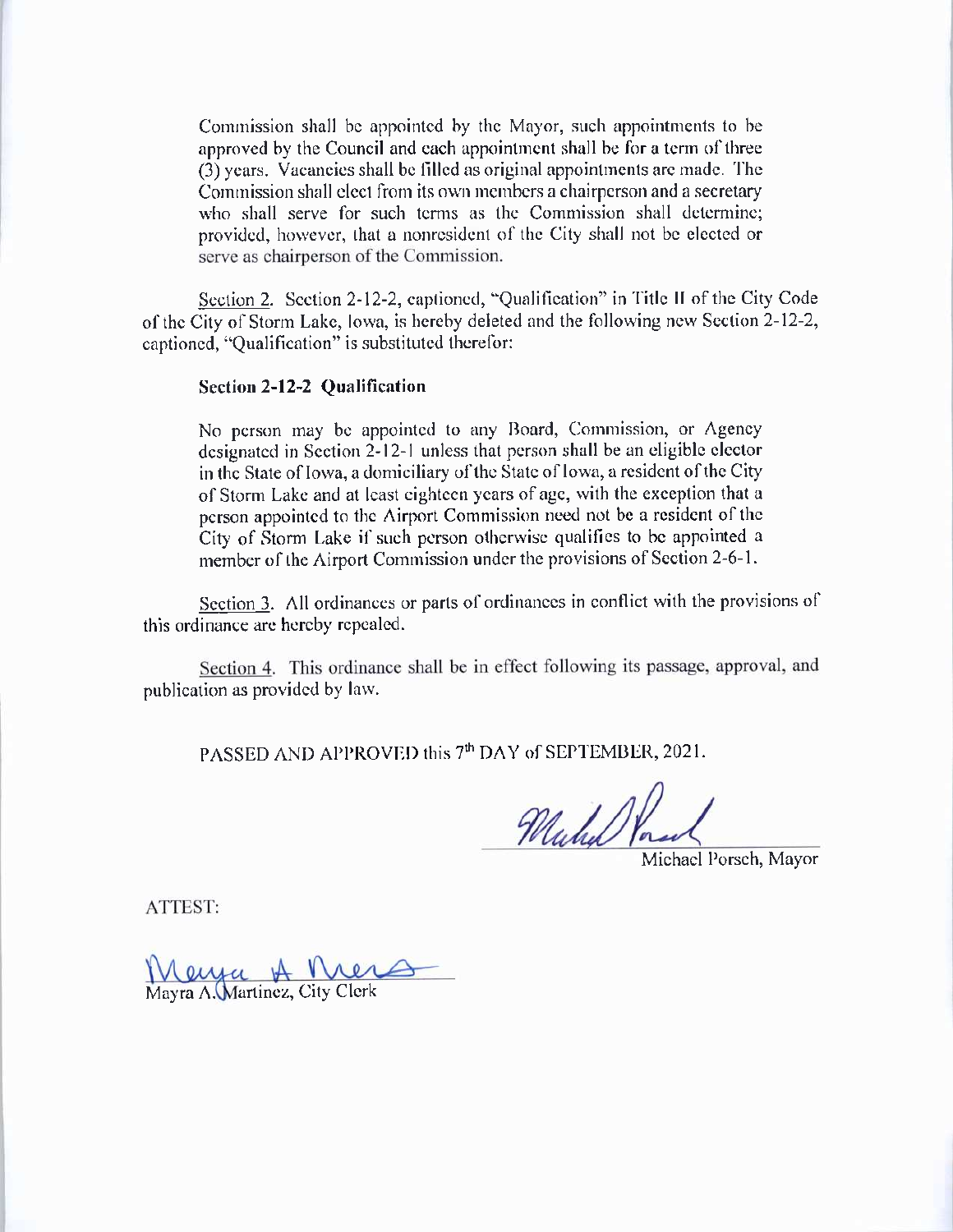Commission shall be appointed by the Mayor, such appointments to be approved by the Council and each appointment shall be for a term of three (3) years. Vacancies shall be filled as original appointments are made. The Commission shall elect from its own members a chairperson and a secretary who shall serve for such terms as the Commission shall determine; provided, however, that a nonresident of the City shall not be elected or serve as chairperson of the Commission.

Section 2. Section 2-12-2, captioned, "Qualification" in Title II of the City Code of the City of Storm Lake, Iowa, is hereby deleted and the following new Section 2-12-2, captioned, "Qualification" is substituted therefor:

**Section 2-12-2 Qualification**

No person may be appointed to any Board, Commission, or Agency designated in Section 2-12-1 unless that person shall be an eligible elector in the State of Iowa, a domiciliary of the State of Iowa, a resident of the City of Storm Lake and at least eighteen years of age, with the exception that a person appointed to the Airport Commission need not be a resident of the City of Storm Lake if such person otherwise qualifies to be appointed a member of the Airport Commission under the provisions of Section 2-6-1.

Section 3. All ordinances or parts of ordinances in conflict with the provisions of this ordinance are hereby repealed.

Section 4. This ordinance shall be in effect following its passage, approval, and publication as provided by law.

PASSED AND APPROVED this 7th DAY of SEPTEMBER, 2021.

Michael Porsch, Mayor

ATTEST:

Mayra A. Martinez, City Clerk